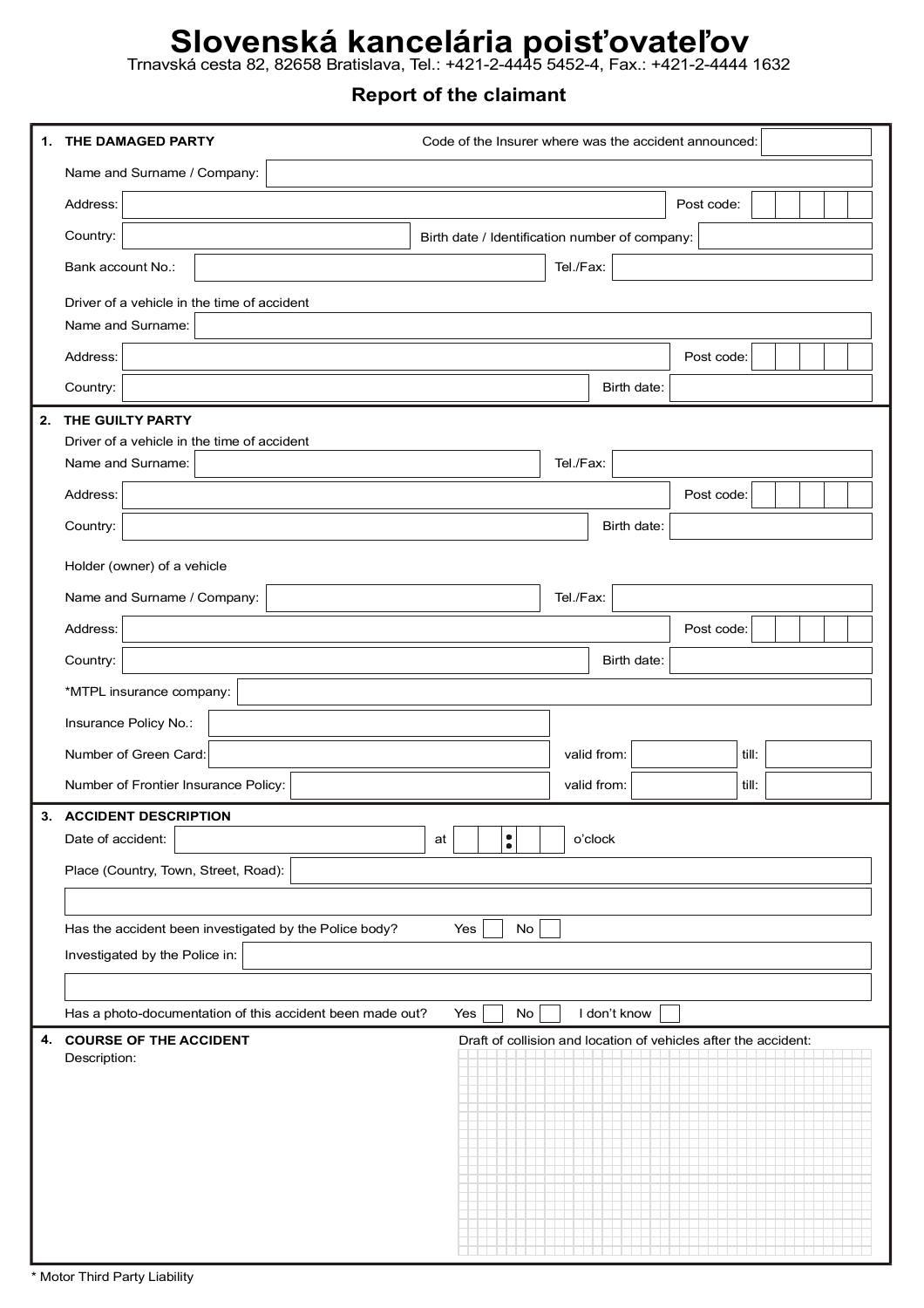# Slovenská kancelária poisťovateľov

Trnavská cesta 82, 82658 Bratislava, Tel.: +421-2-4445 5452-4, Fax.: +421-2-4444 1632

## Report of the claimant

### 1. THE DAMAGED PARTY

Code of the Insurer where was the accident announced:

Name and Surname / Company:

Address: | Post code:

Country: | Birth date / Identification number of company:

Bank account No.: | Tel./Fax:

Driver of a vehicle in the time of accident

Name and Surname:

Address: | Post code:

Country: | Birth date:

### 2. THE GUILTY PARTY

Driver of a vehicle in the time of accident

Name and Surname: | Tel./Fax:

Address: | Post code:

Country: | Birth date:

Holder (owner) of a vehicle

Name and Surname / Company: | Tel./Fax:

Address: | Post code:

Country: | Birth date:

*MTPL insurance company:

Insurance Policy No.:

Number of Green Card: | valid from: | till:

Number of Frontier Insurance Policy: | valid from: | till:

### 3. ACCIDENT DESCRIPTION

Date of accident: | at : o'clock

Place (Country, Town, Street, Road):

Has the accident been investigated by the Police body? Yes ☐ No ☐

Investigated by the Police in:

Has a photo-documentation of this accident been made out? Yes ☐ No ☐ I don't know ☐

### 4. COURSE OF THE ACCIDENT

Description:

Draft of collision and location of vehicles after the accident:

\* Motor Third Party Liability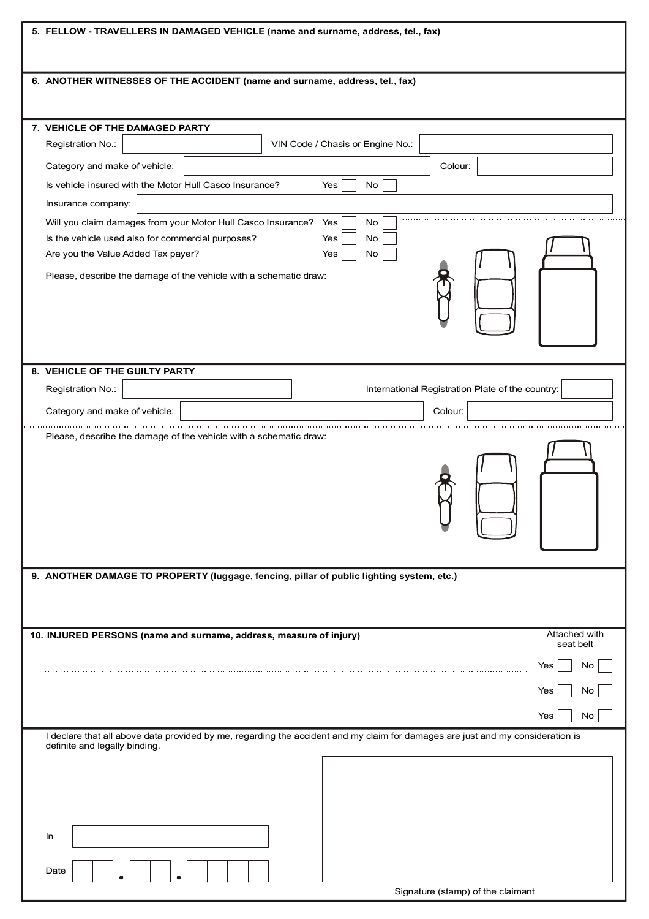**5. FELLOW - TRAVELLERS IN DAMAGED VEHICLE (name and surname, address, tel., fax)**

**6. ANOTHER WITNESSES OF THE ACCIDENT (name and surname, address, tel., fax)**

**7. VEHICLE OF THE DAMAGED PARTY**

Registration No.: VIN Code / Chasis or Engine No.:

Category and make of vehicle: Colour:

Is vehicle insured with the Motor Hull Casco Insurance? Yes ☐ No ☐

Insurance company:

Will you claim damages from your Motor Hull Casco Insurance? Yes ☐ No ☐

Is the vehicle used also for commercial purposes? Yes ☐ No ☐

Are you the Value Added Tax payer? Yes ☐ No ☐

Please, describe the damage of the vehicle with a schematic draw:

**8. VEHICLE OF THE GUILTY PARTY**

Registration No.: International Registration Plate of the country:

Category and make of vehicle: Colour:

Please, describe the damage of the vehicle with a schematic draw:

**9. ANOTHER DAMAGE TO PROPERTY (luggage, fencing, pillar of public lighting system, etc.)**

**10. INJURED PERSONS (name and surname, address, measure of injury)**

| | Attached with seat belt |
|---|---|
| ........................................ | Yes ☐ No ☐ |
| ........................................ | Yes ☐ No ☐ |
| ........................................ | Yes ☐ No ☐ |

I declare that all above data provided by me, regarding the accident and my claim for damages are just and my consideration is definite and legally binding.

In

Date ☐☐ . ☐☐ . ☐☐☐☐

Signature (stamp) of the claimant